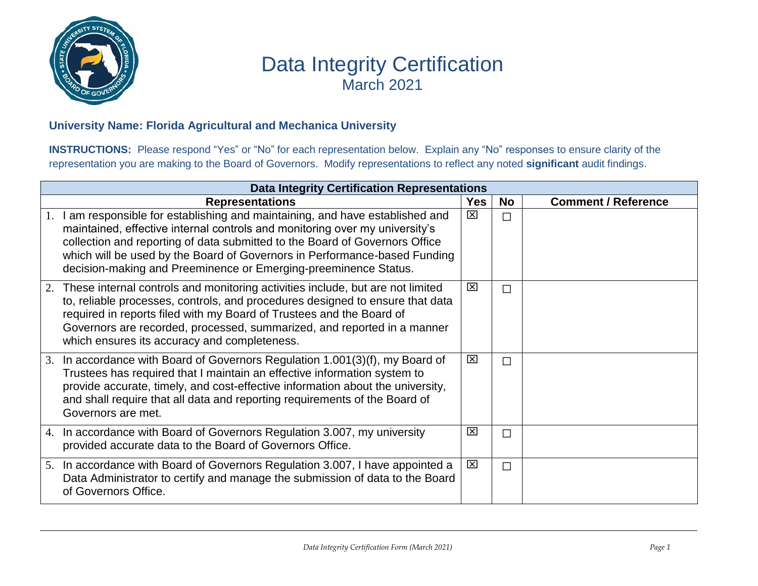# Data Integrity Certification

## March 2021

**University Name: Florida Agricultural and Mechanica University**

**INSTRUCTIONS:** Please respond "Yes" or "No" for each representation below. Explain any "No" responses to ensure clarity of the representation you are making to the Board of Governors. Modify representations to reflect any noted **significant** audit findings.

| **Data Integrity Certification Representations** | | | |
|---|---|---|---|
| **Representations** | **Yes** | **No** | **Comment / Reference** |
| 1. I am responsible for establishing and maintaining, and have established and maintained, effective internal controls and monitoring over my university's collection and reporting of data submitted to the Board of Governors Office which will be used by the Board of Governors in Performance-based Funding decision-making and Preeminence or Emerging-preeminence Status. | ☒ | ☐ | |
| 2. These internal controls and monitoring activities include, but are not limited to, reliable processes, controls, and procedures designed to ensure that data required in reports filed with my Board of Trustees and the Board of Governors are recorded, processed, summarized, and reported in a manner which ensures its accuracy and completeness. | ☒ | ☐ | |
| 3. In accordance with Board of Governors Regulation 1.001(3)(f), my Board of Trustees has required that I maintain an effective information system to provide accurate, timely, and cost-effective information about the university, and shall require that all data and reporting requirements of the Board of Governors are met. | ☒ | ☐ | |
| 4. In accordance with Board of Governors Regulation 3.007, my university provided accurate data to the Board of Governors Office. | ☒ | ☐ | |
| 5. In accordance with Board of Governors Regulation 3.007, I have appointed a Data Administrator to certify and manage the submission of data to the Board of Governors Office. | ☒ | ☐ | |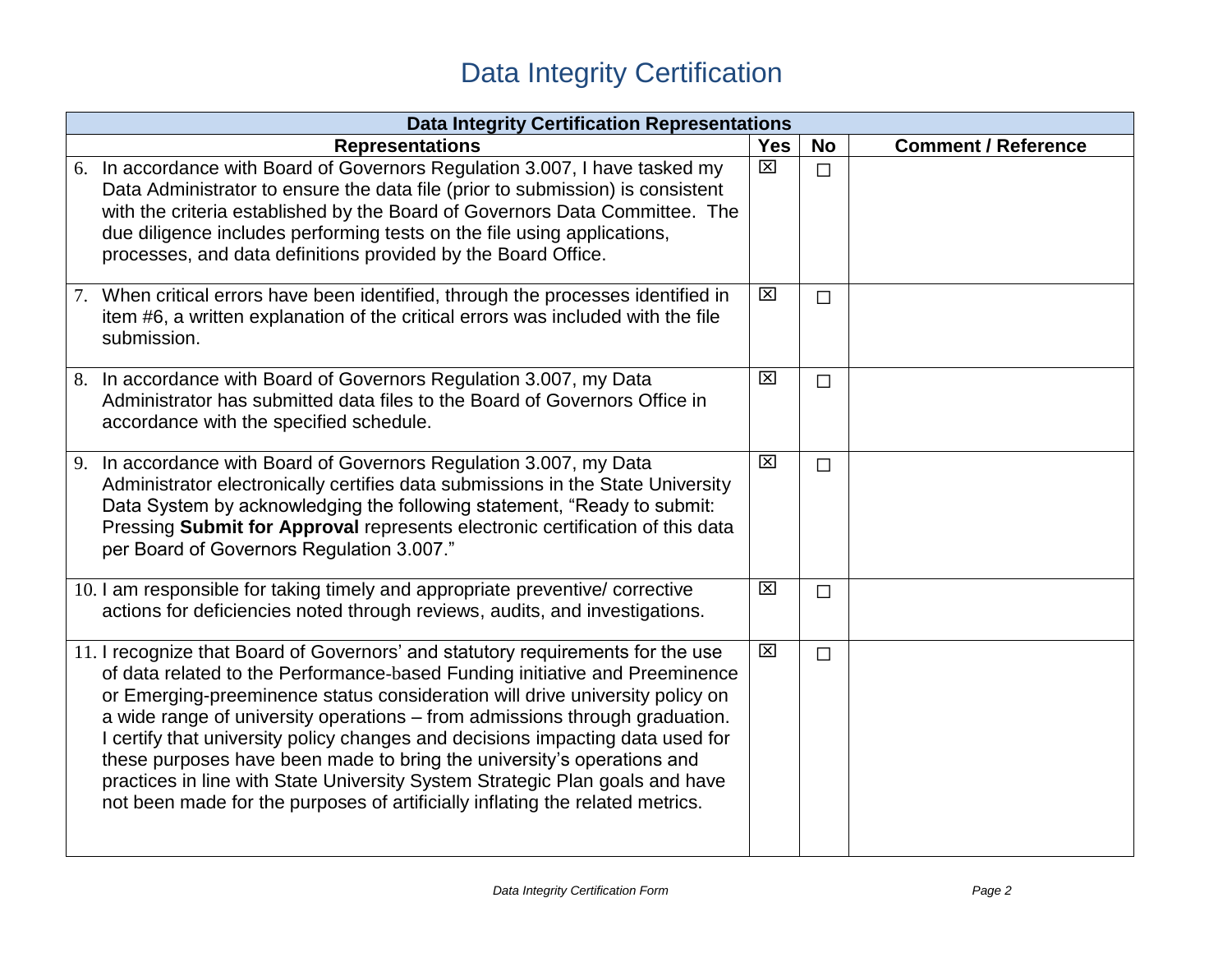# Data Integrity Certification

| Data Integrity Certification Representations | | | |
|---|---|---|---|
| **Representations** | **Yes** | **No** | **Comment / Reference** |
| 6. In accordance with Board of Governors Regulation 3.007, I have tasked my Data Administrator to ensure the data file (prior to submission) is consistent with the criteria established by the Board of Governors Data Committee. The due diligence includes performing tests on the file using applications, processes, and data definitions provided by the Board Office. | ☒ | ☐ | |
| 7. When critical errors have been identified, through the processes identified in item #6, a written explanation of the critical errors was included with the file submission. | ☒ | ☐ | |
| 8. In accordance with Board of Governors Regulation 3.007, my Data Administrator has submitted data files to the Board of Governors Office in accordance with the specified schedule. | ☒ | ☐ | |
| 9. In accordance with Board of Governors Regulation 3.007, my Data Administrator electronically certifies data submissions in the State University Data System by acknowledging the following statement, "Ready to submit: Pressing **Submit for Approval** represents electronic certification of this data per Board of Governors Regulation 3.007." | ☒ | ☐ | |
| 10. I am responsible for taking timely and appropriate preventive/ corrective actions for deficiencies noted through reviews, audits, and investigations. | ☒ | ☐ | |
| 11. I recognize that Board of Governors' and statutory requirements for the use of data related to the Performance-based Funding initiative and Preeminence or Emerging-preeminence status consideration will drive university policy on a wide range of university operations – from admissions through graduation. I certify that university policy changes and decisions impacting data used for these purposes have been made to bring the university's operations and practices in line with State University System Strategic Plan goals and have not been made for the purposes of artificially inflating the related metrics. | ☒ | ☐ | |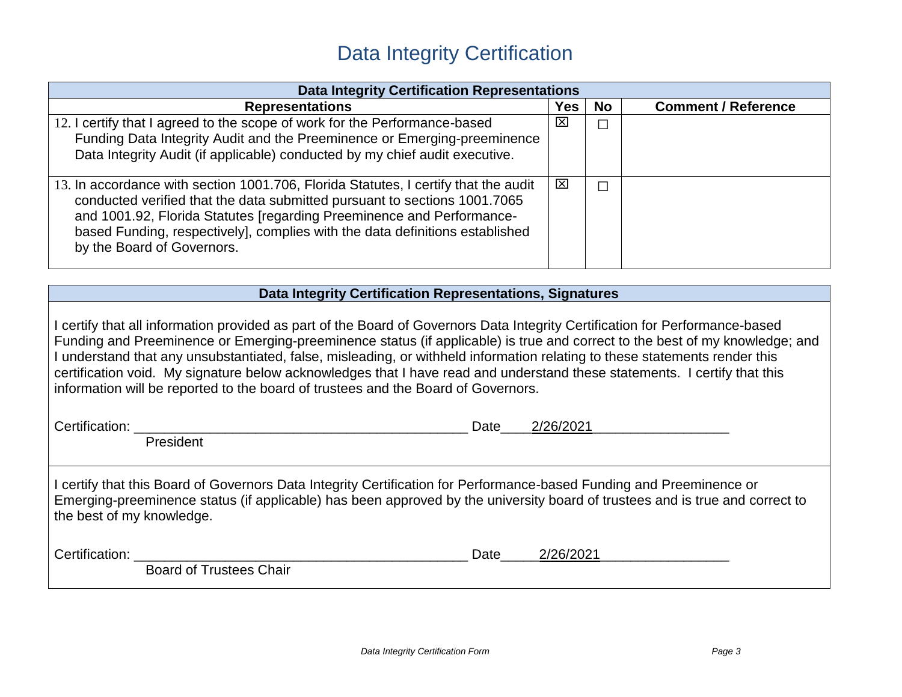# Data Integrity Certification

| Data Integrity Certification Representations | | | |
|---|---|---|---|
| **Representations** | **Yes** | **No** | **Comment / Reference** |
| 12. I certify that I agreed to the scope of work for the Performance-based Funding Data Integrity Audit and the Preeminence or Emerging-preeminence Data Integrity Audit (if applicable) conducted by my chief audit executive. | ☒ | ☐ | |
| 13. In accordance with section 1001.706, Florida Statutes, I certify that the audit conducted verified that the data submitted pursuant to sections 1001.7065 and 1001.92, Florida Statutes [regarding Preeminence and Performance-based Funding, respectively], complies with the data definitions established by the Board of Governors. | ☒ | ☐ | |

**Data Integrity Certification Representations, Signatures**

I certify that all information provided as part of the Board of Governors Data Integrity Certification for Performance-based Funding and Preeminence or Emerging-preeminence status (if applicable) is true and correct to the best of my knowledge; and I understand that any unsubstantiated, false, misleading, or withheld information relating to these statements render this certification void. My signature below acknowledges that I have read and understand these statements. I certify that this information will be reported to the board of trustees and the Board of Governors.

Certification: ____________________________________________ Date 2/26/2021

President

I certify that this Board of Governors Data Integrity Certification for Performance-based Funding and Preeminence or Emerging-preeminence status (if applicable) has been approved by the university board of trustees and is true and correct to the best of my knowledge.

Certification: ____________________________________________ Date 2/26/2021

Board of Trustees Chair